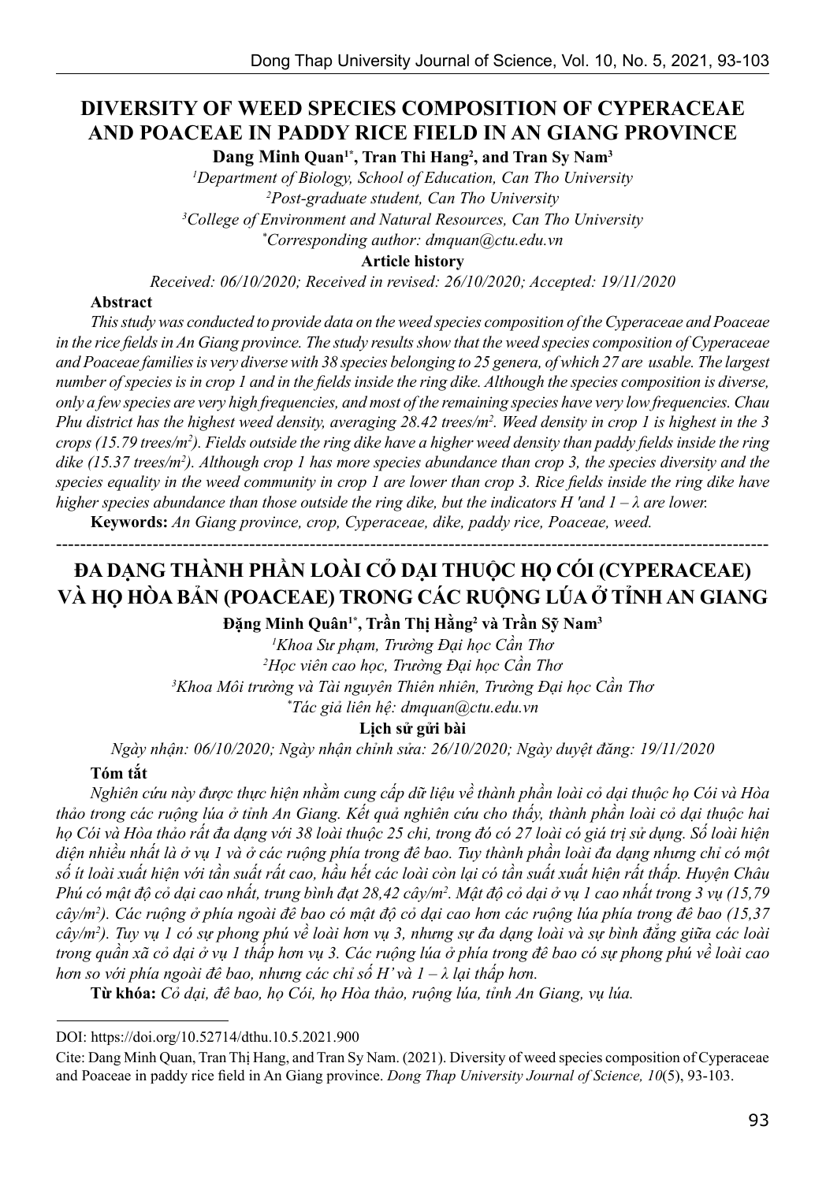# DIVERSITY OF WEED SPECIES COMPOSITION OF CYPERACEAE AND POACEAE IN PADDY RICE FIELD IN AN GIANG PROVINCE

**Dang Minh Quan[1*], Tran Thi Hang[2], and Tran Sy Nam[3]**

*[1]Department of Biology, School of Education, Can Tho University*
*[2]Post-graduate student, Can Tho University*
*[3]College of Environment and Natural Resources, Can Tho University*
*[*]Corresponding author: dmquan@ctu.edu.vn*

**Article history**

*Received: 06/10/2020; Received in revised: 26/10/2020; Accepted: 19/11/2020*

**Abstract**

*This study was conducted to provide data on the weed species composition of the Cyperaceae and Poaceae in the rice fields in An Giang province. The study results show that the weed species composition of Cyperaceae and Poaceae families is very diverse with 38 species belonging to 25 genera, of which 27 are usable. The largest number of species is in crop 1 and in the fields inside the ring dike. Although the species composition is diverse, only a few species are very high frequencies, and most of the remaining species have very low frequencies. Chau Phu district has the highest weed density, averaging 28.42 trees/m$^2$. Weed density in crop 1 is highest in the 3 crops (15.79 trees/m$^2$). Fields outside the ring dike have a higher weed density than paddy fields inside the ring dike (15.37 trees/m$^2$). Although crop 1 has more species abundance than crop 3, the species diversity and the species equality in the weed community in crop 1 are lower than crop 3. Rice fields inside the ring dike have higher species abundance than those outside the ring dike, but the indicators H 'and 1 – λ are lower.*

**Keywords:** *An Giang province, crop, Cyperaceae, dike, paddy rice, Poaceae, weed.*

---

# ĐA DẠNG THÀNH PHẦN LOÀI CỎ DẠI THUỘC HỌ CÓI (CYPERACEAE) VÀ HỌ HÒA BẢN (POACEAE) TRONG CÁC RUỘNG LÚA Ở TỈNH AN GIANG

**Đặng Minh Quân[1*], Trần Thị Hằng[2] và Trần Sỹ Nam[3]**

*[1]Khoa Sư phạm, Trường Đại học Cần Thơ*
*[2]Học viên cao học, Trường Đại học Cần Thơ*
*[3]Khoa Môi trường và Tài nguyên Thiên nhiên, Trường Đại học Cần Thơ*
*[*]Tác giả liên hệ: dmquan@ctu.edu.vn*

**Lịch sử gửi bài**

*Ngày nhận: 06/10/2020; Ngày nhận chỉnh sửa: 26/10/2020; Ngày duyệt đăng: 19/11/2020*

**Tóm tắt**

*Nghiên cứu này được thực hiện nhằm cung cấp dữ liệu về thành phần loài cỏ dại thuộc họ Cói và Hòa thảo trong các ruộng lúa ở tỉnh An Giang. Kết quả nghiên cứu cho thấy, thành phần loài cỏ dại thuộc hai họ Cói và Hòa thảo rất đa dạng với 38 loài thuộc 25 chi, trong đó có 27 loài có giá trị sử dụng. Số loài hiện diện nhiều nhất là ở vụ 1 và ở các ruộng phía trong đê bao. Tuy thành phần loài đa dạng nhưng chỉ có một số ít loài xuất hiện với tần suất rất cao, hầu hết các loài còn lại có tần suất xuất hiện rất thấp. Huyện Châu Phú có mật độ cỏ dại cao nhất, trung bình đạt 28,42 cây/m$^2$. Mật độ cỏ dại ở vụ 1 cao nhất trong 3 vụ (15,79 cây/m$^2$). Các ruộng ở phía ngoài đê bao có mật độ cỏ dại cao hơn các ruộng lúa phía trong đê bao (15,37 cây/m$^2$). Tuy vụ 1 có sự phong phú về loài hơn vụ 3, nhưng sự đa dạng loài và sự bình đẳng giữa các loài trong quần xã cỏ dại ở vụ 1 thấp hơn vụ 3. Các ruộng lúa ở phía trong đê bao có sự phong phú về loài cao hơn so với phía ngoài đê bao, nhưng các chỉ số H' và 1 – λ lại thấp hơn.*

**Từ khóa:** *Cỏ dại, đê bao, họ Cói, họ Hòa thảo, ruộng lúa, tỉnh An Giang, vụ lúa.*

---

DOI: https://doi.org/10.52714/dthu.10.5.2021.900

Cite: Dang Minh Quan, Tran Thị Hang, and Tran Sy Nam. (2021). Diversity of weed species composition of Cyperaceae and Poaceae in paddy rice field in An Giang province. *Dong Thap University Journal of Science, 10*(5), 93-103.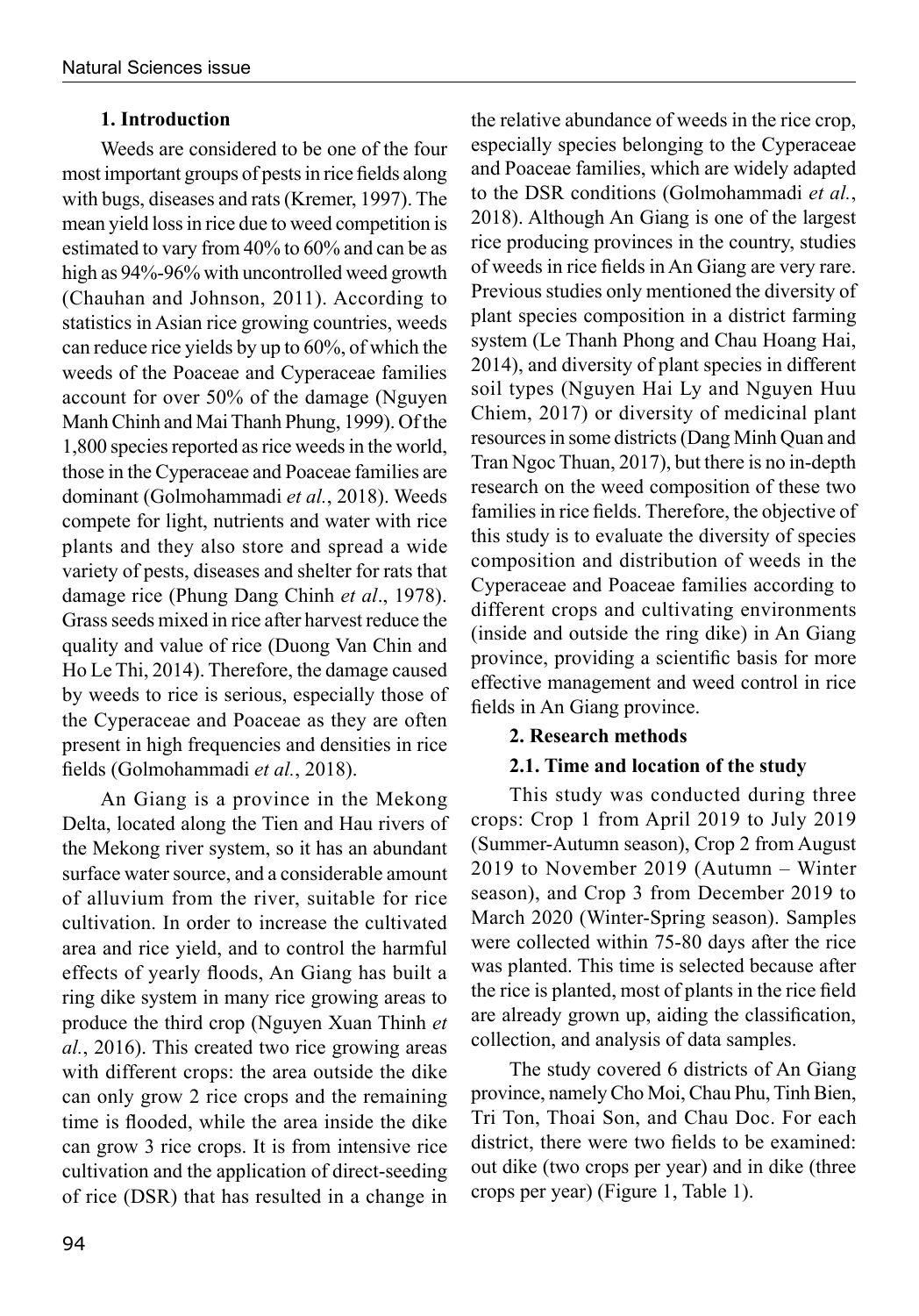## 1. Introduction

Weeds are considered to be one of the four most important groups of pests in rice fields along with bugs, diseases and rats (Kremer, 1997). The mean yield loss in rice due to weed competition is estimated to vary from 40% to 60% and can be as high as 94%-96% with uncontrolled weed growth (Chauhan and Johnson, 2011). According to statistics in Asian rice growing countries, weeds can reduce rice yields by up to 60%, of which the weeds of the Poaceae and Cyperaceae families account for over 50% of the damage (Nguyen Manh Chinh and Mai Thanh Phung, 1999). Of the 1,800 species reported as rice weeds in the world, those in the Cyperaceae and Poaceae families are dominant (Golmohammadi *et al.*, 2018). Weeds compete for light, nutrients and water with rice plants and they also store and spread a wide variety of pests, diseases and shelter for rats that damage rice (Phung Dang Chinh *et al*., 1978). Grass seeds mixed in rice after harvest reduce the quality and value of rice (Duong Van Chin and Ho Le Thi, 2014). Therefore, the damage caused by weeds to rice is serious, especially those of the Cyperaceae and Poaceae as they are often present in high frequencies and densities in rice fields (Golmohammadi *et al.*, 2018).

An Giang is a province in the Mekong Delta, located along the Tien and Hau rivers of the Mekong river system, so it has an abundant surface water source, and a considerable amount of alluvium from the river, suitable for rice cultivation. In order to increase the cultivated area and rice yield, and to control the harmful effects of yearly floods, An Giang has built a ring dike system in many rice growing areas to produce the third crop (Nguyen Xuan Thinh *et al.*, 2016). This created two rice growing areas with different crops: the area outside the dike can only grow 2 rice crops and the remaining time is flooded, while the area inside the dike can grow 3 rice crops. It is from intensive rice cultivation and the application of direct-seeding of rice (DSR) that has resulted in a change in the relative abundance of weeds in the rice crop, especially species belonging to the Cyperaceae and Poaceae families, which are widely adapted to the DSR conditions (Golmohammadi *et al.*, 2018). Although An Giang is one of the largest rice producing provinces in the country, studies of weeds in rice fields in An Giang are very rare. Previous studies only mentioned the diversity of plant species composition in a district farming system (Le Thanh Phong and Chau Hoang Hai, 2014), and diversity of plant species in different soil types (Nguyen Hai Ly and Nguyen Huu Chiem, 2017) or diversity of medicinal plant resources in some districts (Dang Minh Quan and Tran Ngoc Thuan, 2017), but there is no in-depth research on the weed composition of these two families in rice fields. Therefore, the objective of this study is to evaluate the diversity of species composition and distribution of weeds in the Cyperaceae and Poaceae families according to different crops and cultivating environments (inside and outside the ring dike) in An Giang province, providing a scientific basis for more effective management and weed control in rice fields in An Giang province.

## 2. Research methods

### 2.1. Time and location of the study

This study was conducted during three crops: Crop 1 from April 2019 to July 2019 (Summer-Autumn season), Crop 2 from August 2019 to November 2019 (Autumn – Winter season), and Crop 3 from December 2019 to March 2020 (Winter-Spring season). Samples were collected within 75-80 days after the rice was planted. This time is selected because after the rice is planted, most of plants in the rice field are already grown up, aiding the classification, collection, and analysis of data samples.

The study covered 6 districts of An Giang province, namely Cho Moi, Chau Phu, Tinh Bien, Tri Ton, Thoai Son, and Chau Doc. For each district, there were two fields to be examined: out dike (two crops per year) and in dike (three crops per year) (Figure 1, Table 1).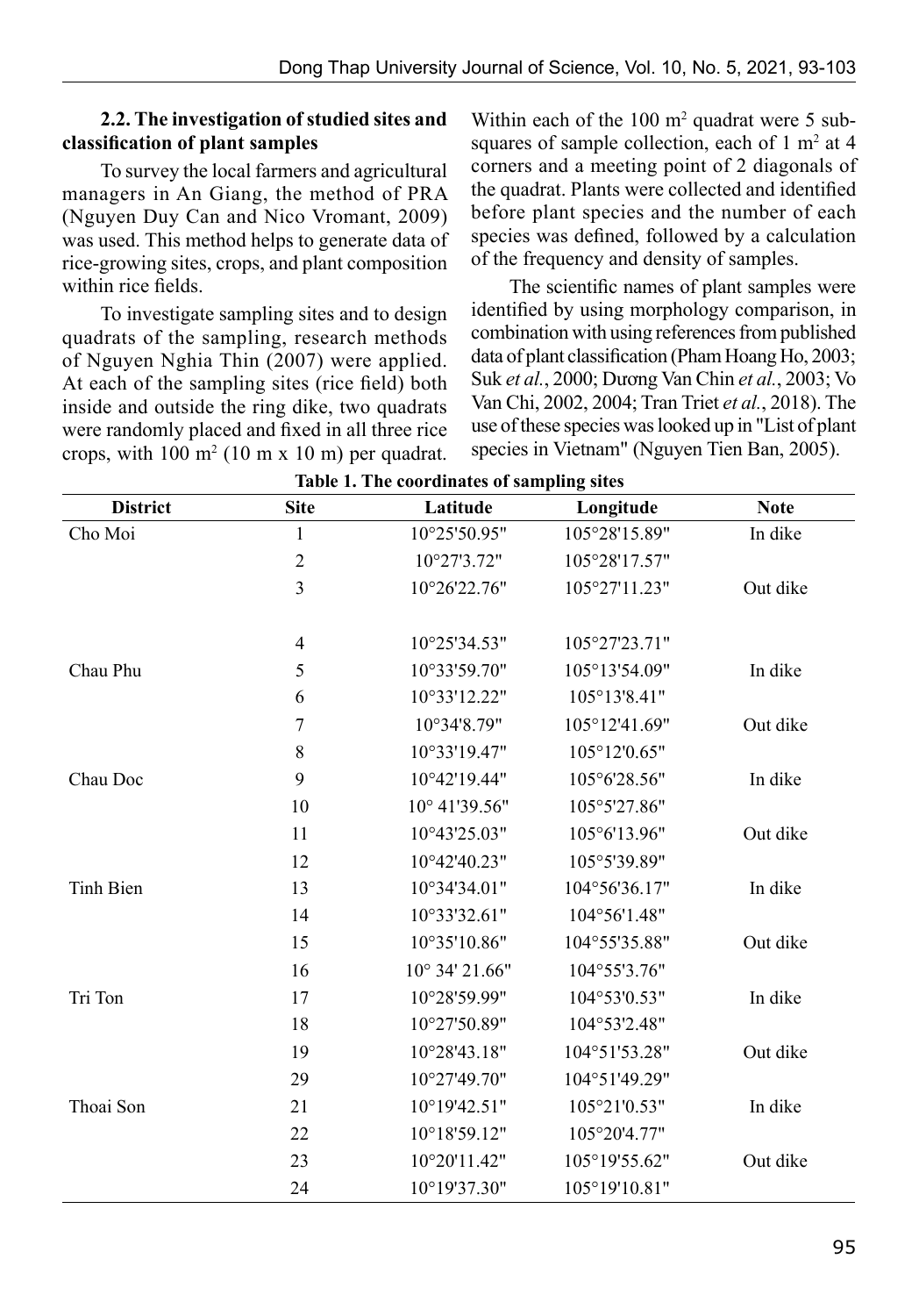### 2.2. The investigation of studied sites and classification of plant samples

To survey the local farmers and agricultural managers in An Giang, the method of PRA (Nguyen Duy Can and Nico Vromant, 2009) was used. This method helps to generate data of rice-growing sites, crops, and plant composition within rice fields.

To investigate sampling sites and to design quadrats of the sampling, research methods of Nguyen Nghia Thin (2007) were applied. At each of the sampling sites (rice field) both inside and outside the ring dike, two quadrats were randomly placed and fixed in all three rice crops, with 100 m$^2$ (10 m x 10 m) per quadrat. Within each of the 100 m$^2$ quadrat were 5 sub-squares of sample collection, each of 1 m$^2$ at 4 corners and a meeting point of 2 diagonals of the quadrat. Plants were collected and identified before plant species and the number of each species was defined, followed by a calculation of the frequency and density of samples.

The scientific names of plant samples were identified by using morphology comparison, in combination with using references from published data of plant classification (Pham Hoang Ho, 2003; Suk *et al.*, 2000; Dương Van Chin *et al.*, 2003; Vo Van Chi, 2002, 2004; Tran Triet *et al.*, 2018). The use of these species was looked up in "List of plant species in Vietnam" (Nguyen Tien Ban, 2005).

**Table 1. The coordinates of sampling sites**

| District | Site | Latitude | Longitude | Note |
|---|---|---|---|---|
| Cho Moi | 1 | 10°25'50.95" | 105°28'15.89" | In dike |
| | 2 | 10°27'3.72" | 105°28'17.57" | |
| | 3 | 10°26'22.76" | 105°27'11.23" | Out dike |
| | 4 | 10°25'34.53" | 105°27'23.71" | |
| Chau Phu | 5 | 10°33'59.70" | 105°13'54.09" | In dike |
| | 6 | 10°33'12.22" | 105°13'8.41" | |
| | 7 | 10°34'8.79" | 105°12'41.69" | Out dike |
| | 8 | 10°33'19.47" | 105°12'0.65" | |
| Chau Doc | 9 | 10°42'19.44" | 105°6'28.56" | In dike |
| | 10 | 10° 41'39.56" | 105°5'27.86" | |
| | 11 | 10°43'25.03" | 105°6'13.96" | Out dike |
| | 12 | 10°42'40.23" | 105°5'39.89" | |
| Tinh Bien | 13 | 10°34'34.01" | 104°56'36.17" | In dike |
| | 14 | 10°33'32.61" | 104°56'1.48" | |
| | 15 | 10°35'10.86" | 104°55'35.88" | Out dike |
| | 16 | 10° 34' 21.66" | 104°55'3.76" | |
| Tri Ton | 17 | 10°28'59.99" | 104°53'0.53" | In dike |
| | 18 | 10°27'50.89" | 104°53'2.48" | |
| | 19 | 10°28'43.18" | 104°51'53.28" | Out dike |
| | 29 | 10°27'49.70" | 104°51'49.29" | |
| Thoai Son | 21 | 10°19'42.51" | 105°21'0.53" | In dike |
| | 22 | 10°18'59.12" | 105°20'4.77" | |
| | 23 | 10°20'11.42" | 105°19'55.62" | Out dike |
| | 24 | 10°19'37.30" | 105°19'10.81" | |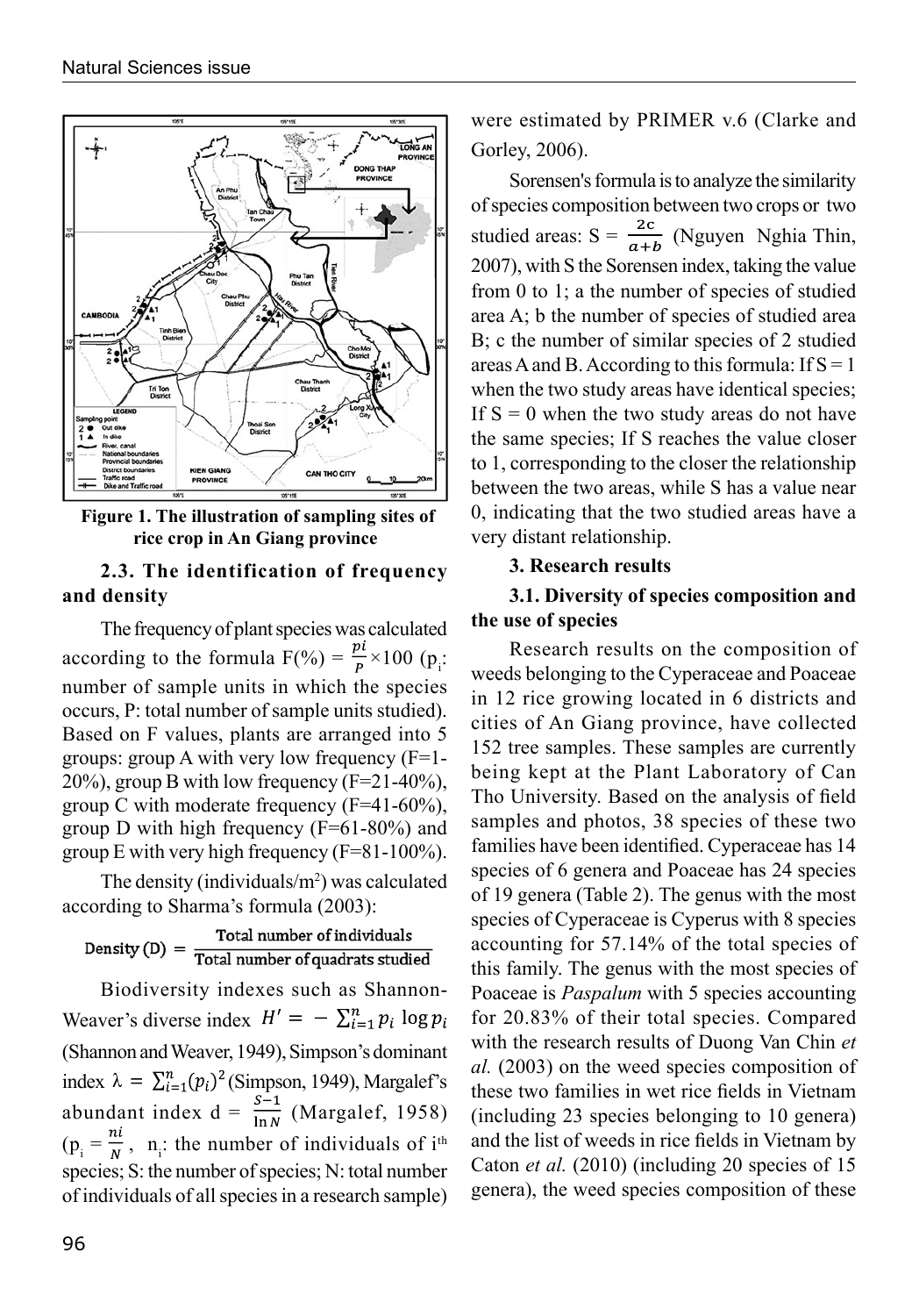**Figure 1. The illustration of sampling sites of rice crop in An Giang province**

### 2.3. The identification of frequency and density

The frequency of plant species was calculated according to the formula $F(\%) = \frac{pi}{P} \times 100$ ($p_i$: number of sample units in which the species occurs, P: total number of sample units studied). Based on F values, plants are arranged into 5 groups: group A with very low frequency (F=1-20%), group B with low frequency (F=21-40%), group C with moderate frequency (F=41-60%), group D with high frequency (F=61-80%) and group E with very high frequency (F=81-100%).

The density (individuals/$m^2$) was calculated according to Sharma's formula (2003):

$$\text{Density (D)} = \frac{\text{Total number of individuals}}{\text{Total number of quadrats studied}}$$

Biodiversity indexes such as Shannon-Weaver's diverse index $H' = -\sum_{i=1}^{n} p_i \log p_i$ (Shannon and Weaver, 1949), Simpson's dominant index $\lambda = \sum_{i=1}^{n} (p_i)^2$ (Simpson, 1949), Margalef's abundant index $d = \frac{S-1}{\ln N}$ (Margalef, 1958) ($p_i = \frac{ni}{N}$, $n_i$: the number of individuals of $i^{th}$ species; S: the number of species; N: total number of individuals of all species in a research sample) were estimated by PRIMER v.6 (Clarke and Gorley, 2006).

Sorensen's formula is to analyze the similarity of species composition between two crops or two studied areas: $S = \frac{2c}{a+b}$ (Nguyen Nghia Thin, 2007), with S the Sorensen index, taking the value from 0 to 1; a the number of species of studied area A; b the number of species of studied area B; c the number of similar species of 2 studied areas A and B. According to this formula: If S = 1 when the two study areas have identical species; If S = 0 when the two study areas do not have the same species; If S reaches the value closer to 1, corresponding to the closer the relationship between the two areas, while S has a value near 0, indicating that the two studied areas have a very distant relationship.

## 3. Research results

### 3.1. Diversity of species composition and the use of species

Research results on the composition of weeds belonging to the Cyperaceae and Poaceae in 12 rice growing located in 6 districts and cities of An Giang province, have collected 152 tree samples. These samples are currently being kept at the Plant Laboratory of Can Tho University. Based on the analysis of field samples and photos, 38 species of these two families have been identified. Cyperaceae has 14 species of 6 genera and Poaceae has 24 species of 19 genera (Table 2). The genus with the most species of Cyperaceae is Cyperus with 8 species accounting for 57.14% of the total species of this family. The genus with the most species of Poaceae is *Paspalum* with 5 species accounting for 20.83% of their total species. Compared with the research results of Duong Van Chin *et al.* (2003) on the weed species composition of these two families in wet rice fields in Vietnam (including 23 species belonging to 10 genera) and the list of weeds in rice fields in Vietnam by Caton *et al.* (2010) (including 20 species of 15 genera), the weed species composition of these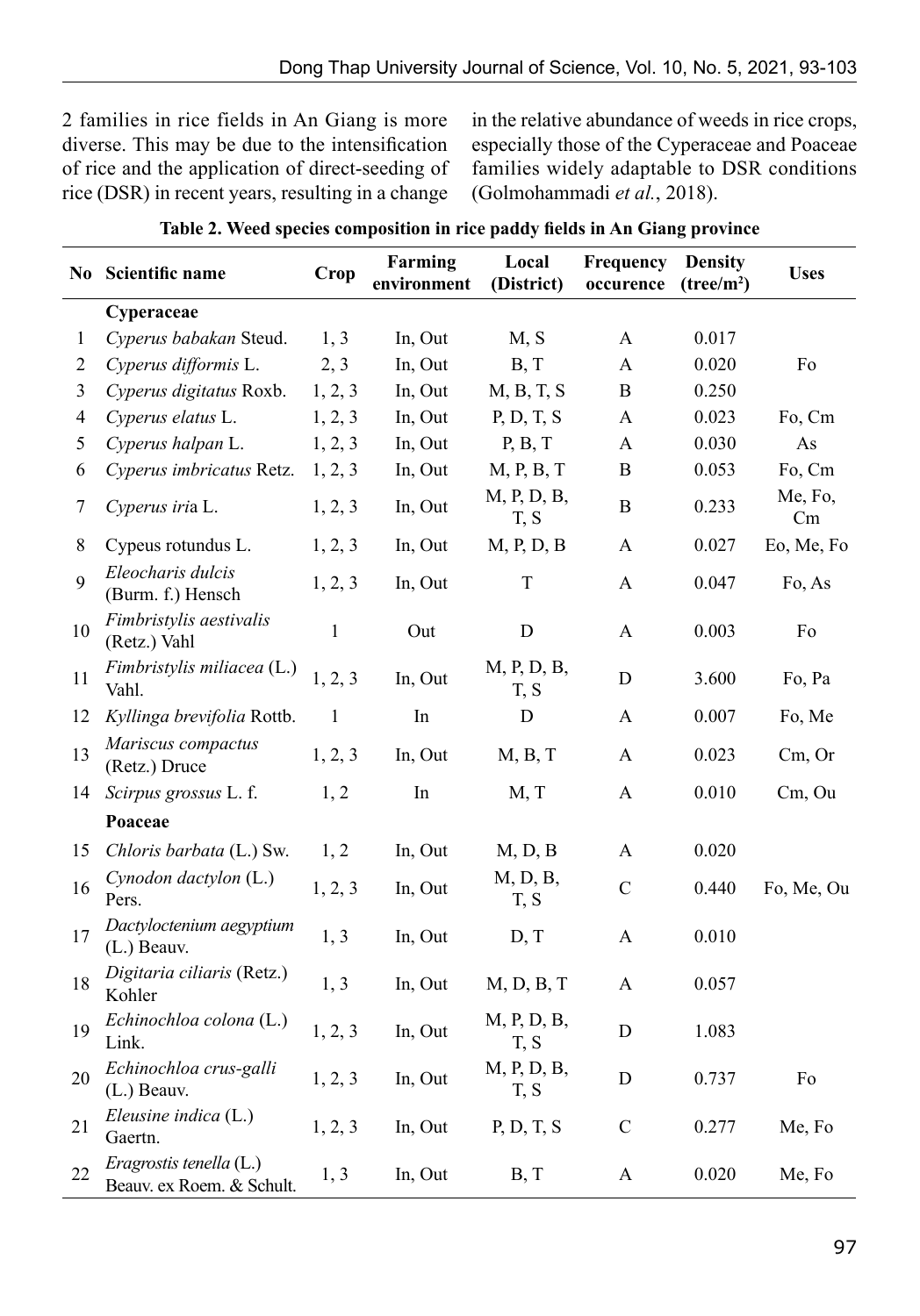2 families in rice fields in An Giang is more diverse. This may be due to the intensification of rice and the application of direct-seeding of rice (DSR) in recent years, resulting in a change in the relative abundance of weeds in rice crops, especially those of the Cyperaceae and Poaceae families widely adaptable to DSR conditions (Golmohammadi *et al.*, 2018).

**Table 2. Weed species composition in rice paddy fields in An Giang province**

| No | Scientific name | Crop | Farming environment | Local (District) | Frequency occurence | Density (tree/m²) | Uses |
|---|---|---|---|---|---|---|---|
| | **Cyperaceae** | | | | | | |
| 1 | *Cyperus babakan* Steud. | 1, 3 | In, Out | M, S | A | 0.017 | |
| 2 | *Cyperus difformis* L. | 2, 3 | In, Out | B, T | A | 0.020 | Fo |
| 3 | *Cyperus digitatus* Roxb. | 1, 2, 3 | In, Out | M, B, T, S | B | 0.250 | |
| 4 | *Cyperus elatus* L. | 1, 2, 3 | In, Out | P, D, T, S | A | 0.023 | Fo, Cm |
| 5 | *Cyperus halpan* L. | 1, 2, 3 | In, Out | P, B, T | A | 0.030 | As |
| 6 | *Cyperus imbricatus* Retz. | 1, 2, 3 | In, Out | M, P, B, T | B | 0.053 | Fo, Cm |
| 7 | *Cyperus iri*a L. | 1, 2, 3 | In, Out | M, P, D, B, T, S | B | 0.233 | Me, Fo, Cm |
| 8 | Cypeus rotundus L. | 1, 2, 3 | In, Out | M, P, D, B | A | 0.027 | Eo, Me, Fo |
| 9 | *Eleocharis dulcis* (Burm. f.) Hensch | 1, 2, 3 | In, Out | T | A | 0.047 | Fo, As |
| 10 | *Fimbristylis aestivalis* (Retz.) Vahl | 1 | Out | D | A | 0.003 | Fo |
| 11 | *Fimbristylis miliacea* (L.) Vahl. | 1, 2, 3 | In, Out | M, P, D, B, T, S | D | 3.600 | Fo, Pa |
| 12 | *Kyllinga brevifolia* Rottb. | 1 | In | D | A | 0.007 | Fo, Me |
| 13 | *Mariscus compactus* (Retz.) Druce | 1, 2, 3 | In, Out | M, B, T | A | 0.023 | Cm, Or |
| 14 | *Scirpus grossus* L. f. | 1, 2 | In | M, T | A | 0.010 | Cm, Ou |
| | **Poaceae** | | | | | | |
| 15 | *Chloris barbata* (L.) Sw. | 1, 2 | In, Out | M, D, B | A | 0.020 | |
| 16 | *Cynodon dactylon* (L.) Pers. | 1, 2, 3 | In, Out | M, D, B, T, S | C | 0.440 | Fo, Me, Ou |
| 17 | *Dactyloctenium aegyptium* (L.) Beauv. | 1, 3 | In, Out | D, T | A | 0.010 | |
| 18 | *Digitaria ciliaris* (Retz.) Kohler | 1, 3 | In, Out | M, D, B, T | A | 0.057 | |
| 19 | *Echinochloa colona* (L.) Link. | 1, 2, 3 | In, Out | M, P, D, B, T, S | D | 1.083 | |
| 20 | *Echinochloa crus-galli* (L.) Beauv. | 1, 2, 3 | In, Out | M, P, D, B, T, S | D | 0.737 | Fo |
| 21 | *Eleusine indica* (L.) Gaertn. | 1, 2, 3 | In, Out | P, D, T, S | C | 0.277 | Me, Fo |
| 22 | *Eragrostis tenella* (L.) Beauv. ex Roem. & Schult. | 1, 3 | In, Out | B, T | A | 0.020 | Me, Fo |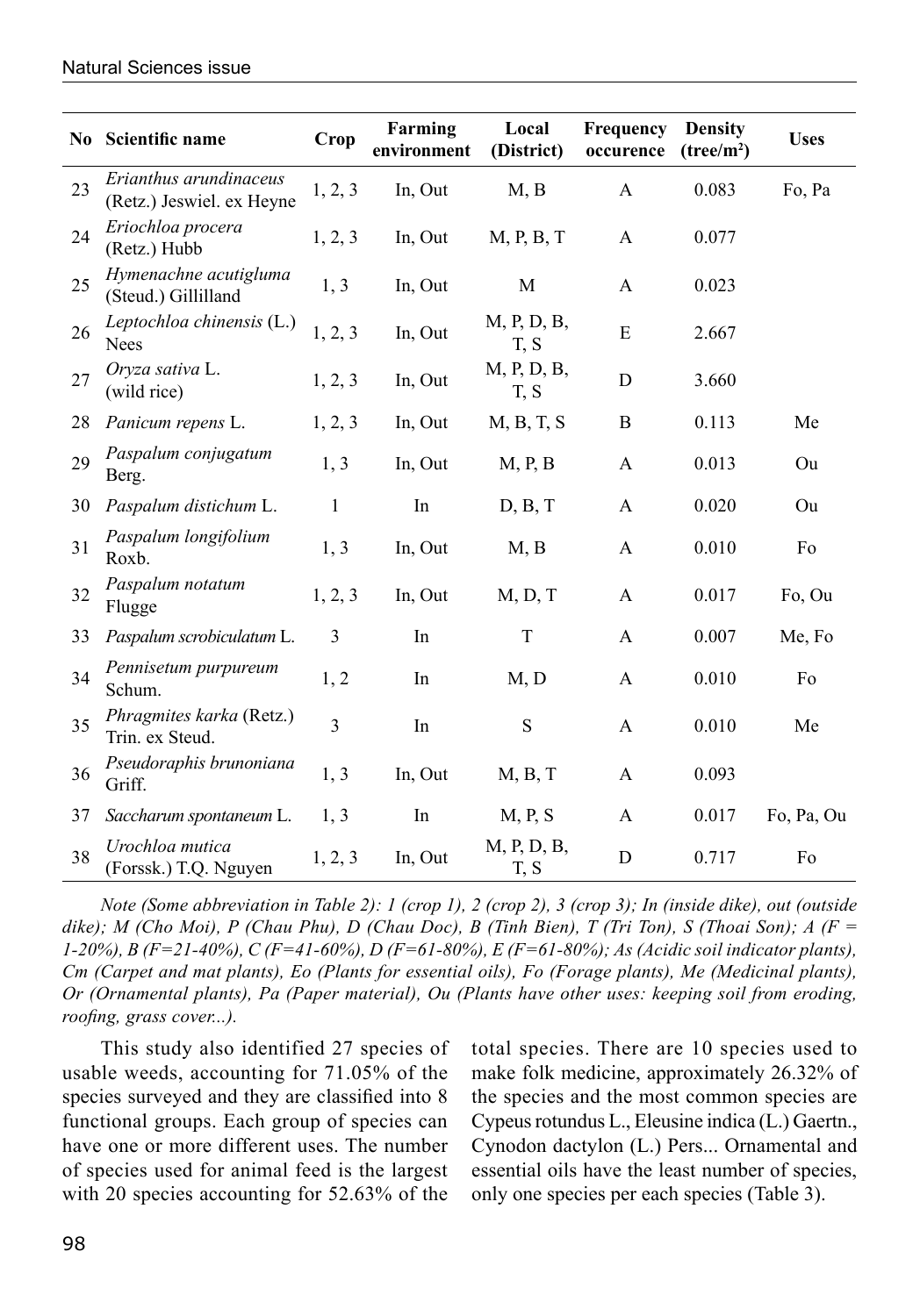| No | Scientific name | Crop | Farming environment | Local (District) | Frequency occurence | Density (tree/m$^2$) | Uses |
|---|---|---|---|---|---|---|---|
| 23 | *Erianthus arundinaceus* (Retz.) Jeswiel. ex Heyne | 1, 2, 3 | In, Out | M, B | A | 0.083 | Fo, Pa |
| 24 | *Eriochloa procera* (Retz.) Hubb | 1, 2, 3 | In, Out | M, P, B, T | A | 0.077 | |
| 25 | *Hymenachne acutigluma* (Steud.) Gillilland | 1, 3 | In, Out | M | A | 0.023 | |
| 26 | *Leptochloa chinensis* (L.) Nees | 1, 2, 3 | In, Out | M, P, D, B, T, S | E | 2.667 | |
| 27 | *Oryza sativa* L. (wild rice) | 1, 2, 3 | In, Out | M, P, D, B, T, S | D | 3.660 | |
| 28 | *Panicum repens* L. | 1, 2, 3 | In, Out | M, B, T, S | B | 0.113 | Me |
| 29 | *Paspalum conjugatum* Berg. | 1, 3 | In, Out | M, P, B | A | 0.013 | Ou |
| 30 | *Paspalum distichum* L. | 1 | In | D, B, T | A | 0.020 | Ou |
| 31 | *Paspalum longifolium* Roxb. | 1, 3 | In, Out | M, B | A | 0.010 | Fo |
| 32 | *Paspalum notatum* Flugge | 1, 2, 3 | In, Out | M, D, T | A | 0.017 | Fo, Ou |
| 33 | *Paspalum scrobiculatum* L. | 3 | In | T | A | 0.007 | Me, Fo |
| 34 | *Pennisetum purpureum* Schum. | 1, 2 | In | M, D | A | 0.010 | Fo |
| 35 | *Phragmites karka* (Retz.) Trin. ex Steud. | 3 | In | S | A | 0.010 | Me |
| 36 | *Pseudoraphis brunoniana* Griff. | 1, 3 | In, Out | M, B, T | A | 0.093 | |
| 37 | *Saccharum spontaneum* L. | 1, 3 | In | M, P, S | A | 0.017 | Fo, Pa, Ou |
| 38 | *Urochloa mutica* (Forssk.) T.Q. Nguyen | 1, 2, 3 | In, Out | M, P, D, B, T, S | D | 0.717 | Fo |

*Note (Some abbreviation in Table 2): 1 (crop 1), 2 (crop 2), 3 (crop 3); In (inside dike), out (outside dike); M (Cho Moi), P (Chau Phu), D (Chau Doc), B (Tinh Bien), T (Tri Ton), S (Thoai Son); A (F = 1-20%), B (F=21-40%), C (F=41-60%), D (F=61-80%), E (F=61-80%); As (Acidic soil indicator plants), Cm (Carpet and mat plants), Eo (Plants for essential oils), Fo (Forage plants), Me (Medicinal plants), Or (Ornamental plants), Pa (Paper material), Ou (Plants have other uses: keeping soil from eroding, roofing, grass cover...).*

This study also identified 27 species of usable weeds, accounting for 71.05% of the species surveyed and they are classified into 8 functional groups. Each group of species can have one or more different uses. The number of species used for animal feed is the largest with 20 species accounting for 52.63% of the total species. There are 10 species used to make folk medicine, approximately 26.32% of the species and the most common species are Cypeus rotundus L., Eleusine indica (L.) Gaertn., Cynodon dactylon (L.) Pers... Ornamental and essential oils have the least number of species, only one species per each species (Table 3).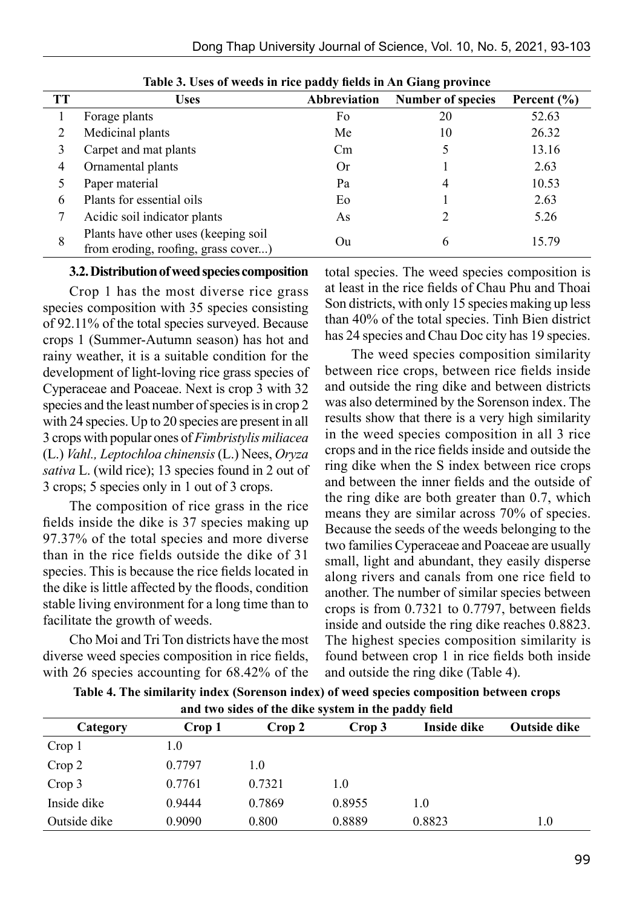**Table 3. Uses of weeds in rice paddy fields in An Giang province**

| TT | Uses | Abbreviation | Number of species | Percent (%) |
|---|---|---|---|---|
| 1 | Forage plants | Fo | 20 | 52.63 |
| 2 | Medicinal plants | Me | 10 | 26.32 |
| 3 | Carpet and mat plants | Cm | 5 | 13.16 |
| 4 | Ornamental plants | Or | 1 | 2.63 |
| 5 | Paper material | Pa | 4 | 10.53 |
| 6 | Plants for essential oils | Eo | 1 | 2.63 |
| 7 | Acidic soil indicator plants | As | 2 | 5.26 |
| 8 | Plants have other uses (keeping soil from eroding, roofing, grass cover...) | Ou | 6 | 15.79 |

### 3.2. Distribution of weed species composition

Crop 1 has the most diverse rice grass species composition with 35 species consisting of 92.11% of the total species surveyed. Because crops 1 (Summer-Autumn season) has hot and rainy weather, it is a suitable condition for the development of light-loving rice grass species of Cyperaceae and Poaceae. Next is crop 3 with 32 species and the least number of species is in crop 2 with 24 species. Up to 20 species are present in all 3 crops with popular ones of *Fimbristylis miliacea* (L.) *Vahl., Leptochloa chinensis* (L.) Nees, *Oryza sativa* L. (wild rice); 13 species found in 2 out of 3 crops; 5 species only in 1 out of 3 crops.

The composition of rice grass in the rice fields inside the dike is 37 species making up 97.37% of the total species and more diverse than in the rice fields outside the dike of 31 species. This is because the rice fields located in the dike is little affected by the floods, condition stable living environment for a long time than to facilitate the growth of weeds.

Cho Moi and Tri Ton districts have the most diverse weed species composition in rice fields, with 26 species accounting for 68.42% of the total species. The weed species composition is at least in the rice fields of Chau Phu and Thoai Son districts, with only 15 species making up less than 40% of the total species. Tinh Bien district has 24 species and Chau Doc city has 19 species.

The weed species composition similarity between rice crops, between rice fields inside and outside the ring dike and between districts was also determined by the Sorenson index. The results show that there is a very high similarity in the weed species composition in all 3 rice crops and in the rice fields inside and outside the ring dike when the S index between rice crops and between the inner fields and the outside of the ring dike are both greater than 0.7, which means they are similar across 70% of species. Because the seeds of the weeds belonging to the two families Cyperaceae and Poaceae are usually small, light and abundant, they easily disperse along rivers and canals from one rice field to another. The number of similar species between crops is from 0.7321 to 0.7797, between fields inside and outside the ring dike reaches 0.8823. The highest species composition similarity is found between crop 1 in rice fields both inside and outside the ring dike (Table 4).

**Table 4. The similarity index (Sorenson index) of weed species composition between crops and two sides of the dike system in the paddy field**

| Category | Crop 1 | Crop 2 | Crop 3 | Inside dike | Outside dike |
|---|---|---|---|---|---|
| Crop 1 | 1.0 | | | | |
| Crop 2 | 0.7797 | 1.0 | | | |
| Crop 3 | 0.7761 | 0.7321 | 1.0 | | |
| Inside dike | 0.9444 | 0.7869 | 0.8955 | 1.0 | |
| Outside dike | 0.9090 | 0.800 | 0.8889 | 0.8823 | 1.0 |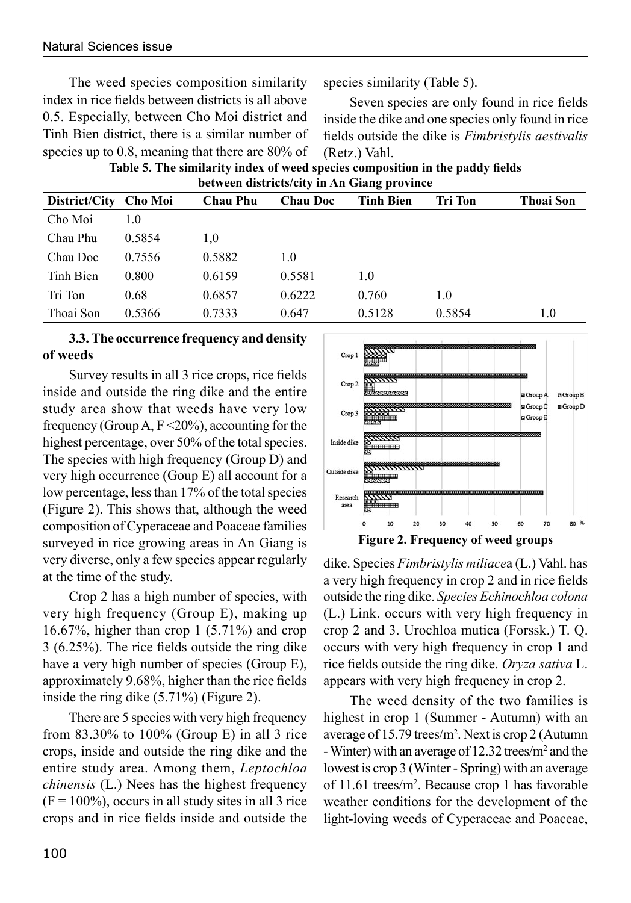The weed species composition similarity index in rice fields between districts is all above 0.5. Especially, between Cho Moi district and Tinh Bien district, there is a similar number of species up to 0.8, meaning that there are 80% of species similarity (Table 5).

Seven species are only found in rice fields inside the dike and one species only found in rice fields outside the dike is *Fimbristylis aestivalis* (Retz.) Vahl.

**Table 5. The similarity index of weed species composition in the paddy fields between districts/city in An Giang province**

| District/City | Cho Moi | Chau Phu | Chau Doc | Tinh Bien | Tri Ton | Thoai Son |
|---|---|---|---|---|---|---|
| Cho Moi | 1.0 | | | | | |
| Chau Phu | 0.5854 | 1,0 | | | | |
| Chau Doc | 0.7556 | 0.5882 | 1.0 | | | |
| Tinh Bien | 0.800 | 0.6159 | 0.5581 | 1.0 | | |
| Tri Ton | 0.68 | 0.6857 | 0.6222 | 0.760 | 1.0 | |
| Thoai Son | 0.5366 | 0.7333 | 0.647 | 0.5128 | 0.5854 | 1.0 |

**3.3. The occurrence frequency and density of weeds**

Survey results in all 3 rice crops, rice fields inside and outside the ring dike and the entire study area show that weeds have very low frequency (Group A, F <20%), accounting for the highest percentage, over 50% of the total species. The species with high frequency (Group D) and very high occurrence (Goup E) all account for a low percentage, less than 17% of the total species (Figure 2). This shows that, although the weed composition of Cyperaceae and Poaceae families surveyed in rice growing areas in An Giang is very diverse, only a few species appear regularly at the time of the study.

Crop 2 has a high number of species, with very high frequency (Group E), making up 16.67%, higher than crop 1 (5.71%) and crop 3 (6.25%). The rice fields outside the ring dike have a very high number of species (Group E), approximately 9.68%, higher than the rice fields inside the ring dike (5.71%) (Figure 2).

There are 5 species with very high frequency from 83.30% to 100% (Group E) in all 3 rice crops, inside and outside the ring dike and the entire study area. Among them, *Leptochloa chinensis* (L.) Nees has the highest frequency (F = 100%), occurs in all study sites in all 3 rice crops and in rice fields inside and outside the dike. Species *Fimbristylis miliacea* (L.) Vahl. has a very high frequency in crop 2 and in rice fields outside the ring dike. *Species Echinochloa colona* (L.) Link. occurs with very high frequency in crop 2 and 3. Urochloa mutica (Forssk.) T. Q. occurs with very high frequency in crop 1 and rice fields outside the ring dike. *Oryza sativa* L. appears with very high frequency in crop 2.

**Figure 2. Frequency of weed groups**

The weed density of the two families is highest in crop 1 (Summer - Autumn) with an average of 15.79 trees/$m^2$. Next is crop 2 (Autumn - Winter) with an average of 12.32 trees/$m^2$ and the lowest is crop 3 (Winter - Spring) with an average of 11.61 trees/$m^2$. Because crop 1 has favorable weather conditions for the development of the light-loving weeds of Cyperaceae and Poaceae,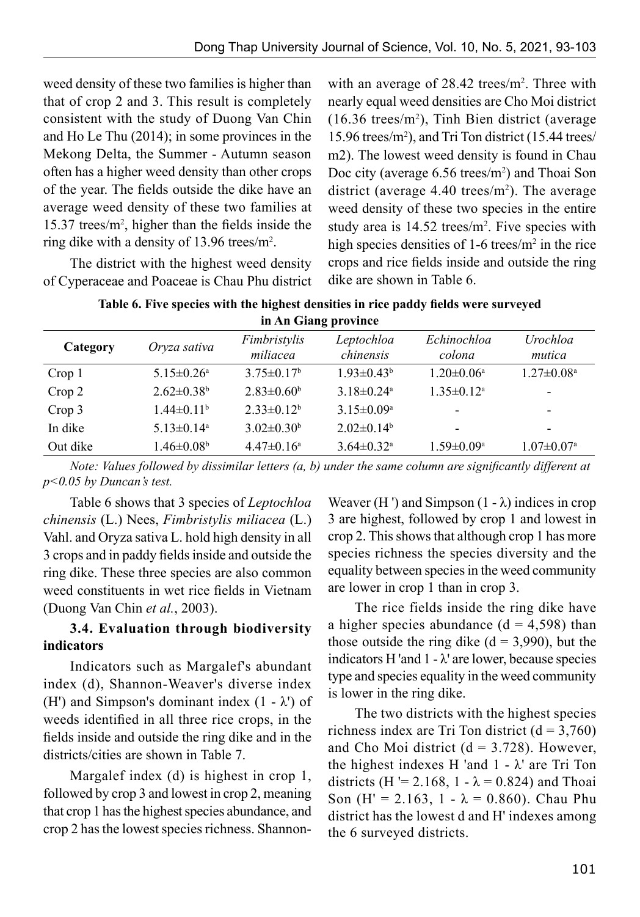weed density of these two families is higher than that of crop 2 and 3. This result is completely consistent with the study of Duong Van Chin and Ho Le Thu (2014); in some provinces in the Mekong Delta, the Summer - Autumn season often has a higher weed density than other crops of the year. The fields outside the dike have an average weed density of these two families at 15.37 trees/m$^2$, higher than the fields inside the ring dike with a density of 13.96 trees/m$^2$.

The district with the highest weed density of Cyperaceae and Poaceae is Chau Phu district with an average of 28.42 trees/m$^2$. Three with nearly equal weed densities are Cho Moi district (16.36 trees/m$^2$), Tinh Bien district (average 15.96 trees/m$^2$), and Tri Ton district (15.44 trees/m2). The lowest weed density is found in Chau Doc city (average 6.56 trees/m$^2$) and Thoai Son district (average 4.40 trees/m$^2$). The average weed density of these two species in the entire study area is 14.52 trees/m$^2$. Five species with high species densities of 1-6 trees/m$^2$ in the rice crops and rice fields inside and outside the ring dike are shown in Table 6.

**Table 6. Five species with the highest densities in rice paddy fields were surveyed in An Giang province**

| Category | *Oryza sativa* | *Fimbristylis miliacea* | *Leptochloa chinensis* | *Echinochloa colona* | *Urochloa mutica* |
|---|---|---|---|---|---|
| Crop 1 | 5.15±0.26$^a$ | 3.75±0.17$^b$ | 1.93±0.43$^b$ | 1.20±0.06$^a$ | 1.27±0.08$^a$ |
| Crop 2 | 2.62±0.38$^b$ | 2.83±0.60$^b$ | 3.18±0.24$^a$ | 1.35±0.12$^a$ | - |
| Crop 3 | 1.44±0.11$^b$ | 2.33±0.12$^b$ | 3.15±0.09$^a$ | - | - |
| In dike | 5.13±0.14$^a$ | 3.02±0.30$^b$ | 2.02±0.14$^b$ | - | - |
| Out dike | 1.46±0.08$^b$ | 4.47±0.16$^a$ | 3.64±0.32$^a$ | 1.59±0.09$^a$ | 1.07±0.07$^a$ |

*Note: Values followed by dissimilar letters (a, b) under the same column are significantly different at p<0.05 by Duncan's test.*

Table 6 shows that 3 species of *Leptochloa chinensis* (L.) Nees, *Fimbristylis miliacea* (L.) Vahl. and Oryza sativa L. hold high density in all 3 crops and in paddy fields inside and outside the ring dike. These three species are also common weed constituents in wet rice fields in Vietnam (Duong Van Chin *et al.*, 2003).

### 3.4. Evaluation through biodiversity indicators

Indicators such as Margalef's abundant index (d), Shannon-Weaver's diverse index (H') and Simpson's dominant index ($1 - \lambda'$) of weeds identified in all three rice crops, in the fields inside and outside the ring dike and in the districts/cities are shown in Table 7.

Margalef index (d) is highest in crop 1, followed by crop 3 and lowest in crop 2, meaning that crop 1 has the highest species abundance, and crop 2 has the lowest species richness. Shannon-Weaver (H ') and Simpson ($1 - \lambda$) indices in crop 3 are highest, followed by crop 1 and lowest in crop 2. This shows that although crop 1 has more species richness the species diversity and the equality between species in the weed community are lower in crop 1 than in crop 3.

The rice fields inside the ring dike have a higher species abundance (d = 4,598) than those outside the ring dike (d = 3,990), but the indicators H 'and $1 - \lambda'$ are lower, because species type and species equality in the weed community is lower in the ring dike.

The two districts with the highest species richness index are Tri Ton district (d = 3,760) and Cho Moi district (d = 3.728). However, the highest indexes H 'and $1 - \lambda'$ are Tri Ton districts (H '= 2.168, $1 - \lambda = 0.824$) and Thoai Son (H' = 2.163, $1 - \lambda = 0.860$). Chau Phu district has the lowest d and H' indexes among the 6 surveyed districts.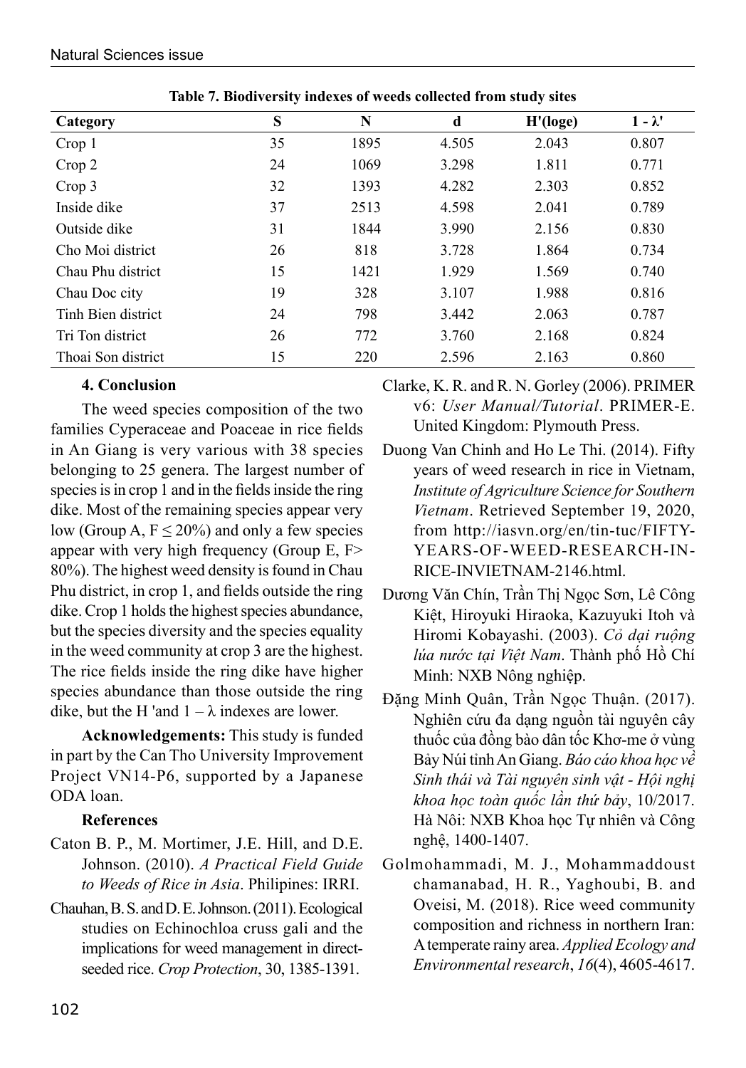**Table 7. Biodiversity indexes of weeds collected from study sites**

| Category | S | N | d | H'(loge) | 1 - λ' |
|---|---|---|---|---|---|
| Crop 1 | 35 | 1895 | 4.505 | 2.043 | 0.807 |
| Crop 2 | 24 | 1069 | 3.298 | 1.811 | 0.771 |
| Crop 3 | 32 | 1393 | 4.282 | 2.303 | 0.852 |
| Inside dike | 37 | 2513 | 4.598 | 2.041 | 0.789 |
| Outside dike | 31 | 1844 | 3.990 | 2.156 | 0.830 |
| Cho Moi district | 26 | 818 | 3.728 | 1.864 | 0.734 |
| Chau Phu district | 15 | 1421 | 1.929 | 1.569 | 0.740 |
| Chau Doc city | 19 | 328 | 3.107 | 1.988 | 0.816 |
| Tinh Bien district | 24 | 798 | 3.442 | 2.063 | 0.787 |
| Tri Ton district | 26 | 772 | 3.760 | 2.168 | 0.824 |
| Thoai Son district | 15 | 220 | 2.596 | 2.163 | 0.860 |

## 4. Conclusion

The weed species composition of the two families Cyperaceae and Poaceae in rice fields in An Giang is very various with 38 species belonging to 25 genera. The largest number of species is in crop 1 and in the fields inside the ring dike. Most of the remaining species appear very low (Group A, F ≤ 20%) and only a few species appear with very high frequency (Group E, F> 80%). The highest weed density is found in Chau Phu district, in crop 1, and fields outside the ring dike. Crop 1 holds the highest species abundance, but the species diversity and the species equality in the weed community at crop 3 are the highest. The rice fields inside the ring dike have higher species abundance than those outside the ring dike, but the H 'and 1 – λ indexes are lower.

**Acknowledgements:** This study is funded in part by the Can Tho University Improvement Project VN14-P6, supported by a Japanese ODA loan.

## References

Caton B. P., M. Mortimer, J.E. Hill, and D.E. Johnson. (2010). *A Practical Field Guide to Weeds of Rice in Asia*. Philipines: IRRI.

Chauhan, B. S. and D. E. Johnson. (2011). Ecological studies on Echinochloa cruss gali and the implications for weed management in direct-seeded rice. *Crop Protection*, 30, 1385-1391.

Clarke, K. R. and R. N. Gorley (2006). PRIMER v6: *User Manual/Tutorial*. PRIMER-E. United Kingdom: Plymouth Press.

Duong Van Chinh and Ho Le Thi. (2014). Fifty years of weed research in rice in Vietnam, *Institute of Agriculture Science for Southern Vietnam*. Retrieved September 19, 2020, from http://iasvn.org/en/tin-tuc/FIFTY-YEARS-OF-WEED-RESEARCH-IN-RICE-INVIETNAM-2146.html.

Dương Văn Chín, Trần Thị Ngọc Sơn, Lê Công Kiệt, Hiroyuki Hiraoka, Kazuyuki Itoh và Hiromi Kobayashi. (2003). *Cỏ dại ruộng lúa nước tại Việt Nam*. Thành phố Hồ Chí Minh: NXB Nông nghiệp.

Đặng Minh Quân, Trần Ngọc Thuận. (2017). Nghiên cứu đa dạng nguồn tài nguyên cây thuốc của đồng bào dân tốc Khơ-me ở vùng Bảy Núi tỉnh An Giang. *Báo cáo khoa học về Sinh thái và Tài nguyên sinh vật - Hội nghị khoa học toàn quốc lần thứ bảy*, 10/2017. Hà Nôi: NXB Khoa học Tự nhiên và Công nghệ, 1400-1407.

Golmohammadi, M. J., Mohammaddoust chamanabad, H. R., Yaghoubi, B. and Oveisi, M. (2018). Rice weed community composition and richness in northern Iran: A temperate rainy area. *Applied Ecology and Environmental research*, *16*(4), 4605-4617.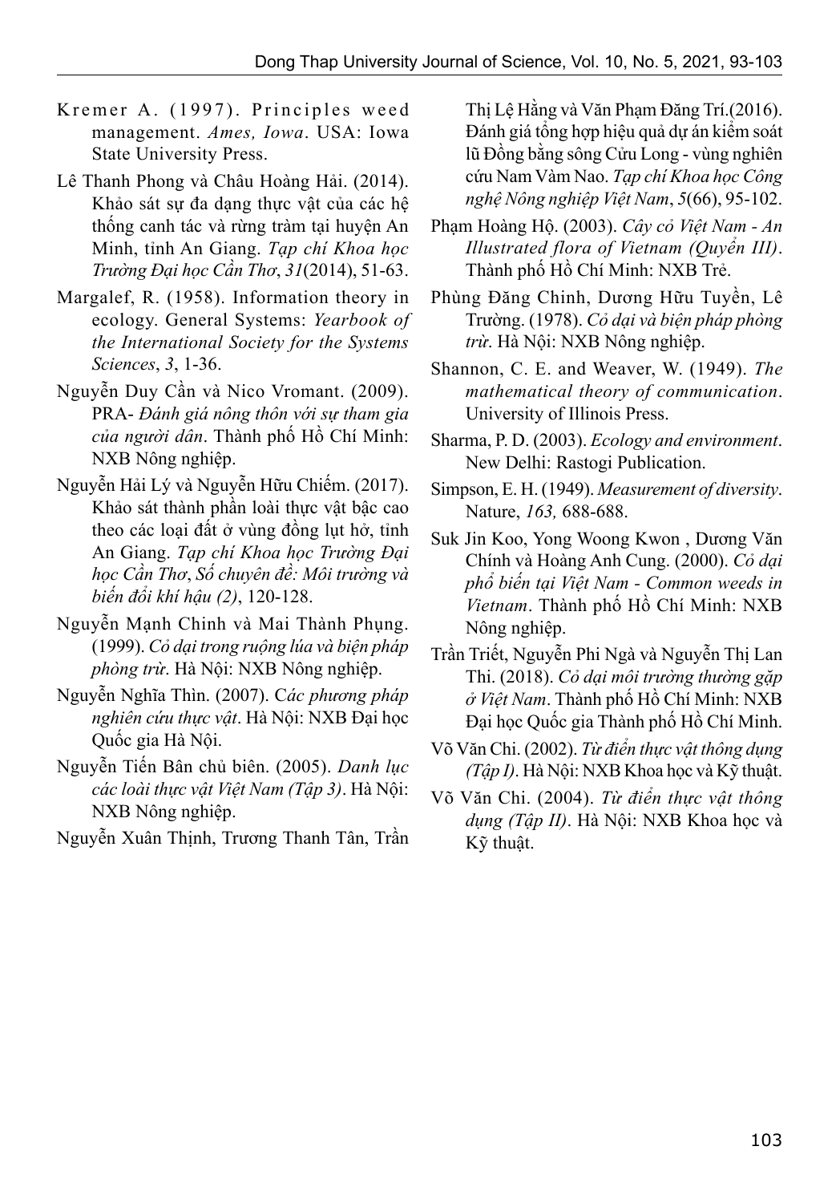Kremer A. (1997). Principles weed management. *Ames, Iowa*. USA: Iowa State University Press.

Lê Thanh Phong và Châu Hoàng Hải. (2014). Khảo sát sự đa dạng thực vật của các hệ thống canh tác và rừng tràm tại huyện An Minh, tỉnh An Giang. *Tạp chí Khoa học Trường Đại học Cần Thơ*, *31*(2014), 51-63.

Margalef, R. (1958). Information theory in ecology. General Systems: *Yearbook of the International Society for the Systems Sciences*, *3*, 1-36.

Nguyễn Duy Cần và Nico Vromant. (2009). PRA- *Đánh giá nông thôn với sự tham gia của người dân*. Thành phố Hồ Chí Minh: NXB Nông nghiệp.

Nguyễn Hải Lý và Nguyễn Hữu Chiếm. (2017). Khảo sát thành phần loài thực vật bậc cao theo các loại đất ở vùng đồng lụt hở, tỉnh An Giang. *Tạp chí Khoa học Trường Đại học Cần Thơ*, *Số chuyên đề: Môi trường và biến đổi khí hậu (2)*, 120-128.

Nguyễn Mạnh Chinh và Mai Thành Phụng. (1999). *Cỏ dại trong ruộng lúa và biện pháp phòng trừ*. Hà Nội: NXB Nông nghiệp.

Nguyễn Nghĩa Thìn. (2007). C*ác phương pháp nghiên cứu thực vật*. Hà Nội: NXB Đại học Quốc gia Hà Nội.

Nguyễn Tiến Bân chủ biên. (2005). *Danh lục các loài thực vật Việt Nam (Tập 3)*. Hà Nội: NXB Nông nghiệp.

Nguyễn Xuân Thịnh, Trương Thanh Tân, Trần Thị Lệ Hằng và Văn Phạm Đăng Trí.(2016). Đánh giá tổng hợp hiệu quả dự án kiểm soát lũ Đồng bằng sông Cửu Long - vùng nghiên cứu Nam Vàm Nao. *Tạp chí Khoa học Công nghệ Nông nghiệp Việt Nam*, *5*(66), 95-102.

Phạm Hoàng Hộ. (2003). *Cây cỏ Việt Nam - An Illustrated flora of Vietnam (Quyển III)*. Thành phố Hồ Chí Minh: NXB Trẻ.

Phùng Đăng Chinh, Dương Hữu Tuyền, Lê Trường. (1978). *Cỏ dại và biện pháp phòng trừ*. Hà Nội: NXB Nông nghiệp.

Shannon, C. E. and Weaver, W. (1949). *The mathematical theory of communication*. University of Illinois Press.

Sharma, P. D. (2003). *Ecology and environment*. New Delhi: Rastogi Publication.

Simpson, E. H. (1949). *Measurement of diversity*. Nature, *163,* 688-688.

Suk Jin Koo, Yong Woong Kwon , Dương Văn Chính và Hoàng Anh Cung. (2000). *Cỏ dại phổ biến tại Việt Nam - Common weeds in Vietnam*. Thành phố Hồ Chí Minh: NXB Nông nghiệp.

Trần Triết, Nguyễn Phi Ngà và Nguyễn Thị Lan Thi. (2018). *Cỏ dại môi trường thường gặp ở Việt Nam*. Thành phố Hồ Chí Minh: NXB Đại học Quốc gia Thành phố Hồ Chí Minh.

Võ Văn Chi. (2002). *Từ điển thực vật thông dụng (Tập I)*. Hà Nội: NXB Khoa học và Kỹ thuật.

Võ Văn Chi. (2004). *Từ điển thực vật thông dụng (Tập II)*. Hà Nội: NXB Khoa học và Kỹ thuật.